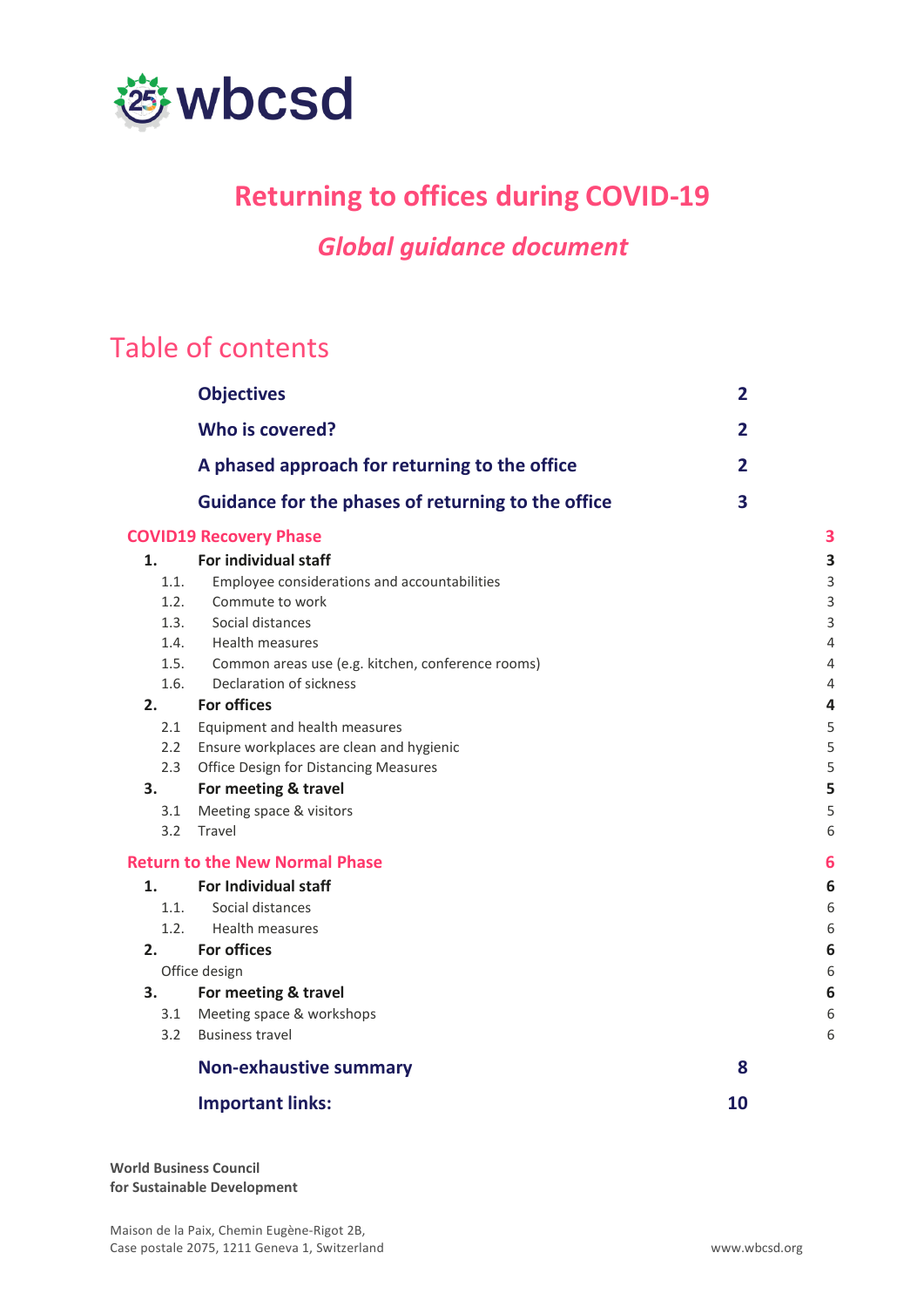wbcsd

# Returning to offices during COVID-19

## *Global guidance document*

## Table of contents

| | |
|---|---|
| **Objectives** | **2** |
| **Who is covered?** | **2** |
| **A phased approach for returning to the office** | **2** |
| **Guidance for the phases of returning to the office** | **3** |
| **COVID19 Recovery Phase** | **3** |
| **1. For individual staff** | **3** |
| 1.1. Employee considerations and accountabilities | 3 |
| 1.2. Commute to work | 3 |
| 1.3. Social distances | 3 |
| 1.4. Health measures | 4 |
| 1.5. Common areas use (e.g. kitchen, conference rooms) | 4 |
| 1.6. Declaration of sickness | 4 |
| **2. For offices** | **4** |
| 2.1 Equipment and health measures | 5 |
| 2.2 Ensure workplaces are clean and hygienic | 5 |
| 2.3 Office Design for Distancing Measures | 5 |
| **3. For meeting & travel** | **5** |
| 3.1 Meeting space & visitors | 5 |
| 3.2 Travel | 6 |
| **Return to the New Normal Phase** | **6** |
| **1. For Individual staff** | **6** |
| 1.1. Social distances | 6 |
| 1.2. Health measures | 6 |
| **2. For offices** | **6** |
| Office design | 6 |
| **3. For meeting & travel** | **6** |
| 3.1 Meeting space & workshops | 6 |
| 3.2 Business travel | 6 |
| **Non-exhaustive summary** | **8** |
| **Important links:** | **10** |

**World Business Council**
**for Sustainable Development**

Maison de la Paix, Chemin Eugène-Rigot 2B,
Case postale 2075, 1211 Geneva 1, Switzerland

www.wbcsd.org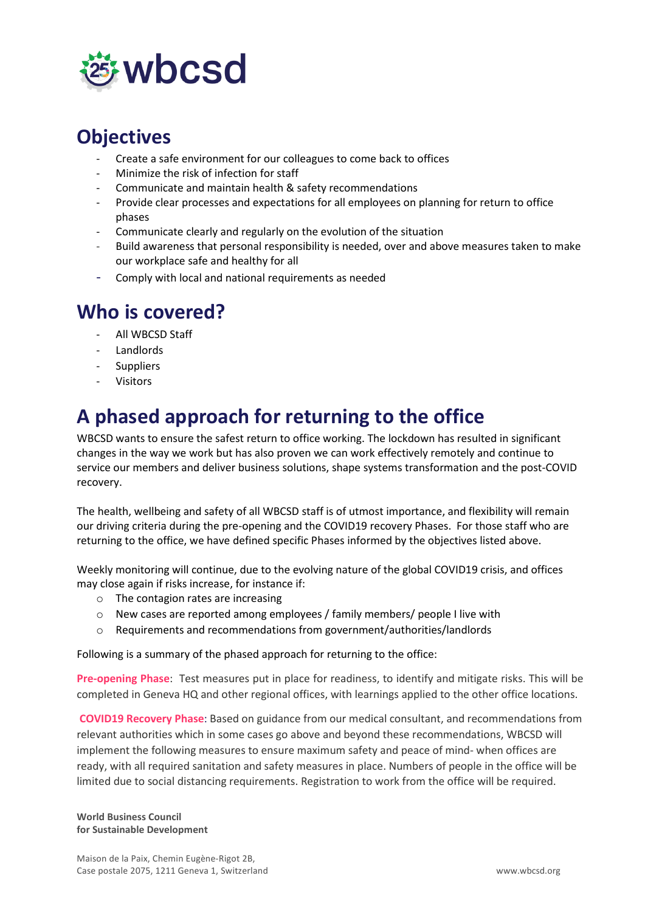## Objectives

- Create a safe environment for our colleagues to come back to offices
- Minimize the risk of infection for staff
- Communicate and maintain health & safety recommendations
- Provide clear processes and expectations for all employees on planning for return to office phases
- Communicate clearly and regularly on the evolution of the situation
- Build awareness that personal responsibility is needed, over and above measures taken to make our workplace safe and healthy for all
- Comply with local and national requirements as needed

## Who is covered?

- All WBCSD Staff
- Landlords
- Suppliers
- Visitors

# A phased approach for returning to the office

WBCSD wants to ensure the safest return to office working. The lockdown has resulted in significant changes in the way we work but has also proven we can work effectively remotely and continue to service our members and deliver business solutions, shape systems transformation and the post-COVID recovery.

The health, wellbeing and safety of all WBCSD staff is of utmost importance, and flexibility will remain our driving criteria during the pre-opening and the COVID19 recovery Phases. For those staff who are returning to the office, we have defined specific Phases informed by the objectives listed above.

Weekly monitoring will continue, due to the evolving nature of the global COVID19 crisis, and offices may close again if risks increase, for instance if:

- The contagion rates are increasing
- New cases are reported among employees / family members/ people I live with
- Requirements and recommendations from government/authorities/landlords

Following is a summary of the phased approach for returning to the office:

**Pre-opening Phase**: Test measures put in place for readiness, to identify and mitigate risks. This will be completed in Geneva HQ and other regional offices, with learnings applied to the other office locations.

**COVID19 Recovery Phase**: Based on guidance from our medical consultant, and recommendations from relevant authorities which in some cases go above and beyond these recommendations, WBCSD will implement the following measures to ensure maximum safety and peace of mind- when offices are ready, with all required sanitation and safety measures in place. Numbers of people in the office will be limited due to social distancing requirements. Registration to work from the office will be required.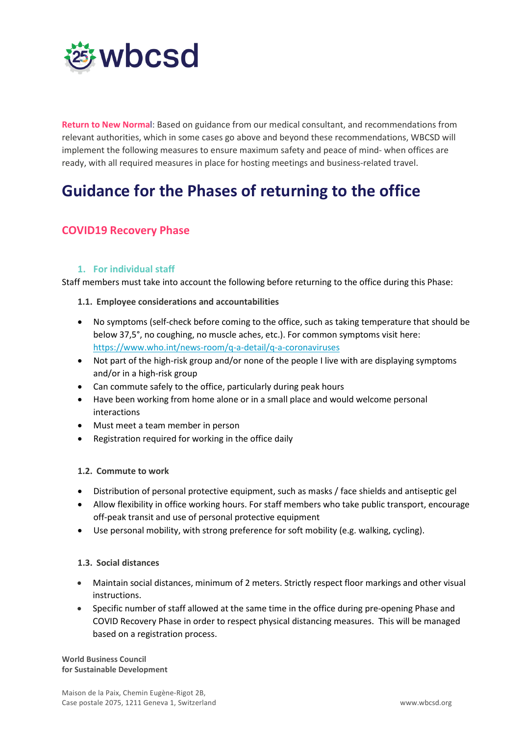**Return to New Normal**: Based on guidance from our medical consultant, and recommendations from relevant authorities, which in some cases go above and beyond these recommendations, WBCSD will implement the following measures to ensure maximum safety and peace of mind- when offices are ready, with all required measures in place for hosting meetings and business-related travel.

# Guidance for the Phases of returning to the office

## COVID19 Recovery Phase

### 1. For individual staff

Staff members must take into account the following before returning to the office during this Phase:

#### 1.1. Employee considerations and accountabilities

- No symptoms (self-check before coming to the office, such as taking temperature that should be below 37,5°, no coughing, no muscle aches, etc.). For common symptoms visit here: https://www.who.int/news-room/q-a-detail/q-a-coronaviruses
- Not part of the high-risk group and/or none of the people I live with are displaying symptoms and/or in a high-risk group
- Can commute safely to the office, particularly during peak hours
- Have been working from home alone or in a small place and would welcome personal interactions
- Must meet a team member in person
- Registration required for working in the office daily

#### 1.2. Commute to work

- Distribution of personal protective equipment, such as masks / face shields and antiseptic gel
- Allow flexibility in office working hours. For staff members who take public transport, encourage off-peak transit and use of personal protective equipment
- Use personal mobility, with strong preference for soft mobility (e.g. walking, cycling).

#### 1.3. Social distances

- Maintain social distances, minimum of 2 meters. Strictly respect floor markings and other visual instructions.
- Specific number of staff allowed at the same time in the office during pre-opening Phase and COVID Recovery Phase in order to respect physical distancing measures. This will be managed based on a registration process.

**World Business Council for Sustainable Development**

Maison de la Paix, Chemin Eugène-Rigot 2B,
Case postale 2075, 1211 Geneva 1, Switzerland

www.wbcsd.org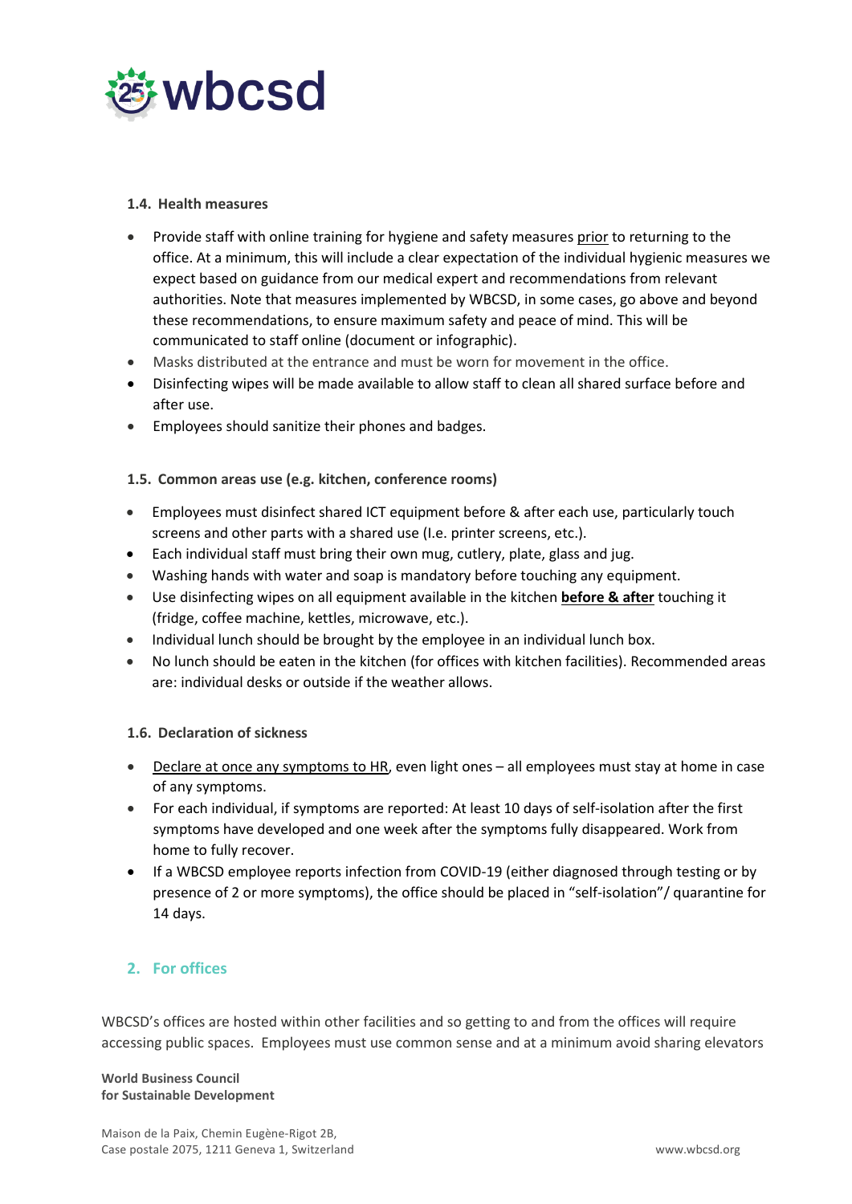### 1.4. Health measures

- Provide staff with online training for hygiene and safety measures <u>prior</u> to returning to the office. At a minimum, this will include a clear expectation of the individual hygienic measures we expect based on guidance from our medical expert and recommendations from relevant authorities. Note that measures implemented by WBCSD, in some cases, go above and beyond these recommendations, to ensure maximum safety and peace of mind. This will be communicated to staff online (document or infographic).
- Masks distributed at the entrance and must be worn for movement in the office.
- Disinfecting wipes will be made available to allow staff to clean all shared surface before and after use.
- Employees should sanitize their phones and badges.

### 1.5. Common areas use (e.g. kitchen, conference rooms)

- Employees must disinfect shared ICT equipment before & after each use, particularly touch screens and other parts with a shared use (I.e. printer screens, etc.).
- Each individual staff must bring their own mug, cutlery, plate, glass and jug.
- Washing hands with water and soap is mandatory before touching any equipment.
- Use disinfecting wipes on all equipment available in the kitchen **<u>before & after</u>** touching it (fridge, coffee machine, kettles, microwave, etc.).
- Individual lunch should be brought by the employee in an individual lunch box.
- No lunch should be eaten in the kitchen (for offices with kitchen facilities). Recommended areas are: individual desks or outside if the weather allows.

### 1.6. Declaration of sickness

- <u>Declare at once any symptoms to HR</u>, even light ones – all employees must stay at home in case of any symptoms.
- For each individual, if symptoms are reported: At least 10 days of self-isolation after the first symptoms have developed and one week after the symptoms fully disappeared. Work from home to fully recover.
- If a WBCSD employee reports infection from COVID-19 (either diagnosed through testing or by presence of 2 or more symptoms), the office should be placed in "self-isolation"/ quarantine for 14 days.

## 2. For offices

WBCSD's offices are hosted within other facilities and so getting to and from the offices will require accessing public spaces. Employees must use common sense and at a minimum avoid sharing elevators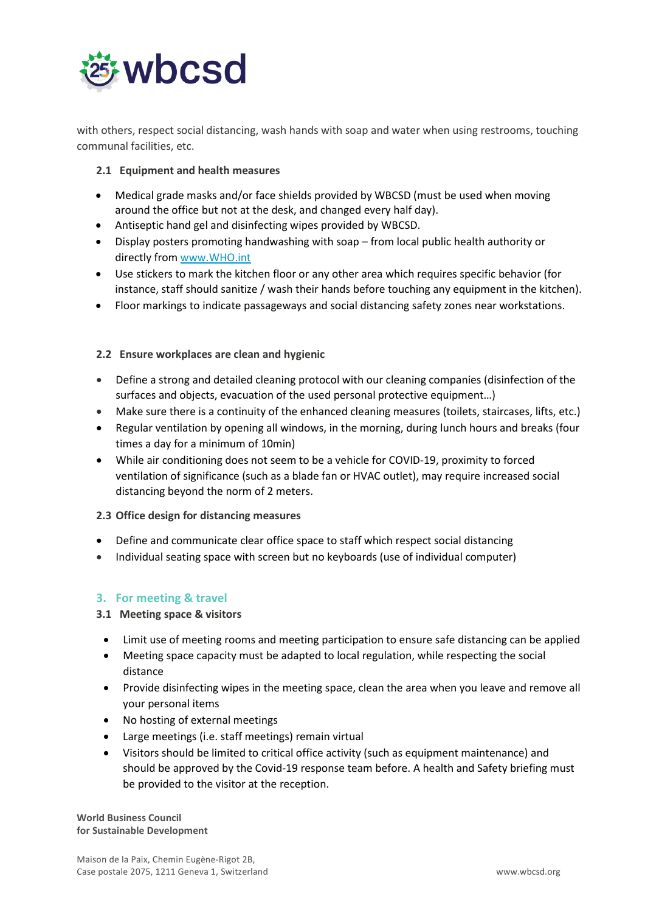with others, respect social distancing, wash hands with soap and water when using restrooms, touching communal facilities, etc.

### 2.1 Equipment and health measures

- Medical grade masks and/or face shields provided by WBCSD (must be used when moving around the office but not at the desk, and changed every half day).
- Antiseptic hand gel and disinfecting wipes provided by WBCSD.
- Display posters promoting handwashing with soap – from local public health authority or directly from [www.WHO.int](http://www.WHO.int)
- Use stickers to mark the kitchen floor or any other area which requires specific behavior (for instance, staff should sanitize / wash their hands before touching any equipment in the kitchen).
- Floor markings to indicate passageways and social distancing safety zones near workstations.

### 2.2 Ensure workplaces are clean and hygienic

- Define a strong and detailed cleaning protocol with our cleaning companies (disinfection of the surfaces and objects, evacuation of the used personal protective equipment…)
- Make sure there is a continuity of the enhanced cleaning measures (toilets, staircases, lifts, etc.)
- Regular ventilation by opening all windows, in the morning, during lunch hours and breaks (four times a day for a minimum of 10min)
- While air conditioning does not seem to be a vehicle for COVID-19, proximity to forced ventilation of significance (such as a blade fan or HVAC outlet), may require increased social distancing beyond the norm of 2 meters.

### 2.3 Office design for distancing measures

- Define and communicate clear office space to staff which respect social distancing
- Individual seating space with screen but no keyboards (use of individual computer)

## 3. For meeting & travel

### 3.1 Meeting space & visitors

- Limit use of meeting rooms and meeting participation to ensure safe distancing can be applied
- Meeting space capacity must be adapted to local regulation, while respecting the social distance
- Provide disinfecting wipes in the meeting space, clean the area when you leave and remove all your personal items
- No hosting of external meetings
- Large meetings (i.e. staff meetings) remain virtual
- Visitors should be limited to critical office activity (such as equipment maintenance) and should be approved by the Covid-19 response team before. A health and Safety briefing must be provided to the visitor at the reception.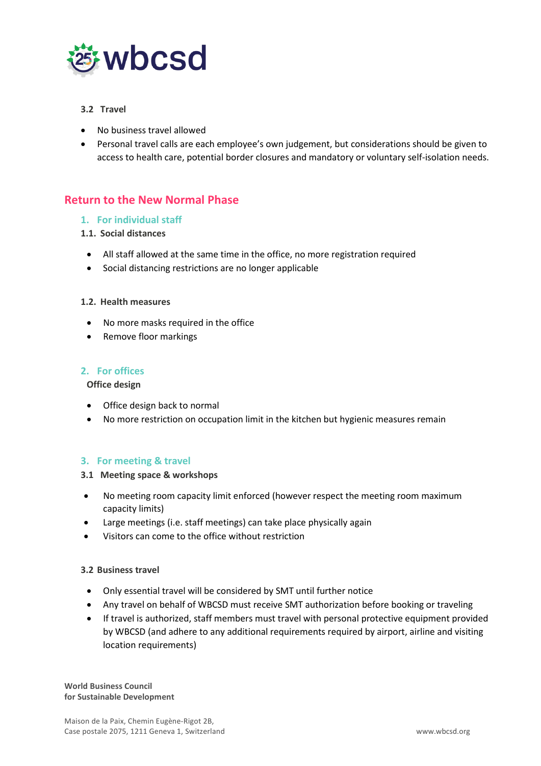### 3.2 Travel

- No business travel allowed
- Personal travel calls are each employee's own judgement, but considerations should be given to access to health care, potential border closures and mandatory or voluntary self-isolation needs.

## Return to the New Normal Phase

### 1. For individual staff

#### 1.1. Social distances

- All staff allowed at the same time in the office, no more registration required
- Social distancing restrictions are no longer applicable

#### 1.2. Health measures

- No more masks required in the office
- Remove floor markings

### 2. For offices

#### Office design

- Office design back to normal
- No more restriction on occupation limit in the kitchen but hygienic measures remain

### 3. For meeting & travel

#### 3.1 Meeting space & workshops

- No meeting room capacity limit enforced (however respect the meeting room maximum capacity limits)
- Large meetings (i.e. staff meetings) can take place physically again
- Visitors can come to the office without restriction

#### 3.2 Business travel

- Only essential travel will be considered by SMT until further notice
- Any travel on behalf of WBCSD must receive SMT authorization before booking or traveling
- If travel is authorized, staff members must travel with personal protective equipment provided by WBCSD (and adhere to any additional requirements required by airport, airline and visiting location requirements)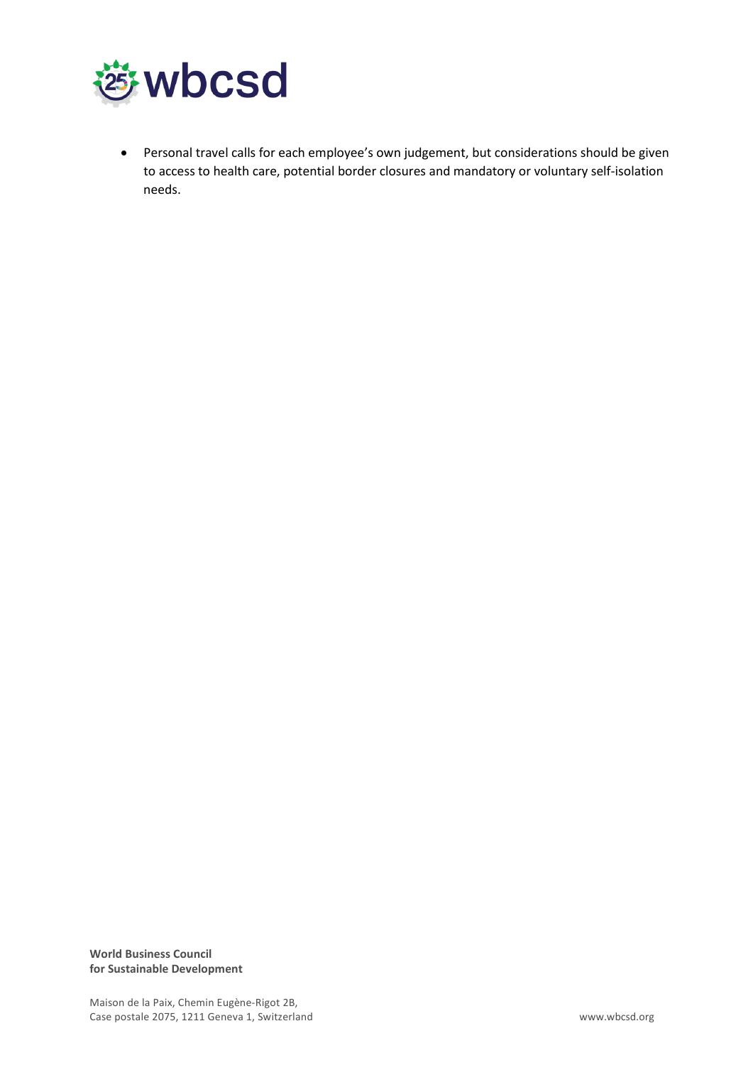- Personal travel calls for each employee's own judgement, but considerations should be given to access to health care, potential border closures and mandatory or voluntary self-isolation needs.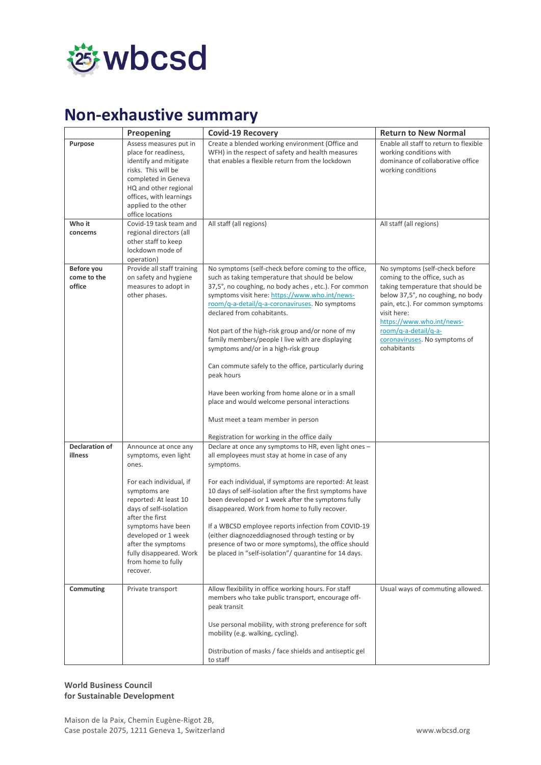# Non-exhaustive summary

| | Preopening | Covid-19 Recovery | Return to New Normal |
|---|---|---|---|
| **Purpose** | Assess measures put in place for readiness, identify and mitigate risks. This will be completed in Geneva HQ and other regional offices, with learnings applied to the other office locations | Create a blended working environment (Office and WFH) in the respect of safety and health measures that enables a flexible return from the lockdown | Enable all staff to return to flexible working conditions with dominance of collaborative office working conditions |
| **Who it concerns** | Covid-19 task team and regional directors (all other staff to keep lockdown mode of operation) | All staff (all regions) | All staff (all regions) |
| **Before you come to the office** | Provide all staff training on safety and hygiene measures to adopt in other phases. | No symptoms (self-check before coming to the office, such as taking temperature that should be below 37,5°, no coughing, no body aches , etc.). For common symptoms visit here: https://www.who.int/news-room/q-a-detail/q-a-coronaviruses. No symptoms declared from cohabitants.<br><br>Not part of the high-risk group and/or none of my family members/people I live with are displaying symptoms and/or in a high-risk group<br><br>Can commute safely to the office, particularly during peak hours<br><br>Have been working from home alone or in a small place and would welcome personal interactions<br><br>Must meet a team member in person<br><br>Registration for working in the office daily | No symptoms (self-check before coming to the office, such as taking temperature that should be below 37,5°, no coughing, no body pain, etc.). For common symptoms visit here: https://www.who.int/news-room/q-a-detail/q-a-coronaviruses. No symptoms of cohabitants |
| **Declaration of illness** | Announce at once any symptoms, even light ones.<br><br>For each individual, if symptoms are reported: At least 10 days of self-isolation after the first symptoms have been developed or 1 week after the symptoms fully disappeared. Work from home to fully recover. | Declare at once any symptoms to HR, even light ones – all employees must stay at home in case of any symptoms.<br><br>For each individual, if symptoms are reported: At least 10 days of self-isolation after the first symptoms have been developed or 1 week after the symptoms fully disappeared. Work from home to fully recover.<br><br>If a WBCSD employee reports infection from COVID-19 (either diagnozeddiagnosed through testing or by presence of two or more symptoms), the office should be placed in "self-isolation"/ quarantine for 14 days. | |
| **Commuting** | Private transport | Allow flexibility in office working hours. For staff members who take public transport, encourage off-peak transit<br><br>Use personal mobility, with strong preference for soft mobility (e.g. walking, cycling).<br><br>Distribution of masks / face shields and antiseptic gel to staff | Usual ways of commuting allowed. |

**World Business Council for Sustainable Development**

Maison de la Paix, Chemin Eugène-Rigot 2B,
Case postale 2075, 1211 Geneva 1, Switzerland

www.wbcsd.org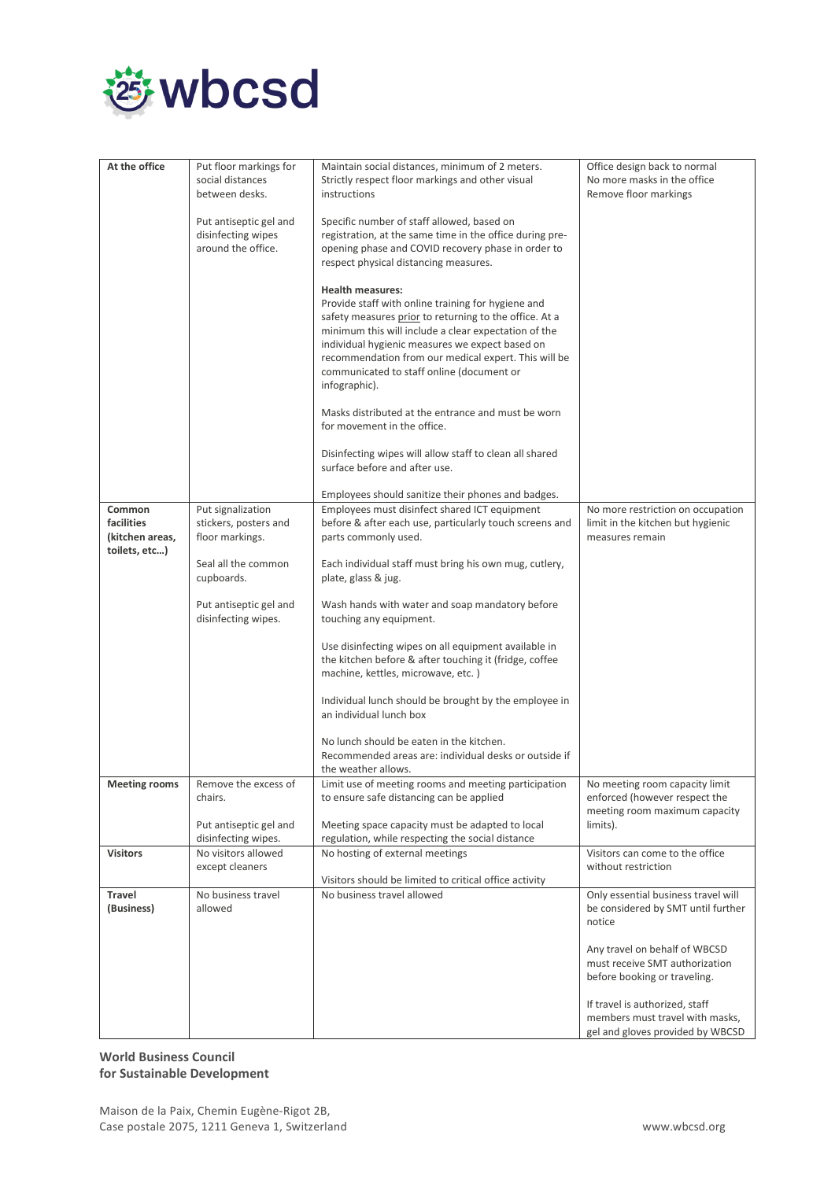| | | | |
|---|---|---|---|
| **At the office** | Put floor markings for social distances between desks.<br><br>Put antiseptic gel and disinfecting wipes around the office. | Maintain social distances, minimum of 2 meters. Strictly respect floor markings and other visual instructions<br><br>Specific number of staff allowed, based on registration, at the same time in the office during pre-opening phase and COVID recovery phase in order to respect physical distancing measures.<br><br>**Health measures:**<br>Provide staff with online training for hygiene and safety measures prior to returning to the office. At a minimum this will include a clear expectation of the individual hygienic measures we expect based on recommendation from our medical expert. This will be communicated to staff online (document or infographic).<br><br>Masks distributed at the entrance and must be worn for movement in the office.<br><br>Disinfecting wipes will allow staff to clean all shared surface before and after use.<br><br>Employees should sanitize their phones and badges. | Office design back to normal<br>No more masks in the office<br>Remove floor markings |
| **Common facilities (kitchen areas, toilets, etc…)** | Put signalization stickers, posters and floor markings.<br><br>Seal all the common cupboards.<br><br>Put antiseptic gel and disinfecting wipes. | Employees must disinfect shared ICT equipment before & after each use, particularly touch screens and parts commonly used.<br><br>Each individual staff must bring his own mug, cutlery, plate, glass & jug.<br><br>Wash hands with water and soap mandatory before touching any equipment.<br><br>Use disinfecting wipes on all equipment available in the kitchen before & after touching it (fridge, coffee machine, kettles, microwave, etc. )<br><br>Individual lunch should be brought by the employee in an individual lunch box<br><br>No lunch should be eaten in the kitchen. Recommended areas are: individual desks or outside if the weather allows. | No more restriction on occupation limit in the kitchen but hygienic measures remain |
| **Meeting rooms** | Remove the excess of chairs.<br><br>Put antiseptic gel and disinfecting wipes. | Limit use of meeting rooms and meeting participation to ensure safe distancing can be applied<br><br>Meeting space capacity must be adapted to local regulation, while respecting the social distance | No meeting room capacity limit enforced (however respect the meeting room maximum capacity limits). |
| **Visitors** | No visitors allowed except cleaners | No hosting of external meetings<br><br>Visitors should be limited to critical office activity | Visitors can come to the office without restriction |
| **Travel (Business)** | No business travel allowed | No business travel allowed | Only essential business travel will be considered by SMT until further notice<br><br>Any travel on behalf of WBCSD must receive SMT authorization before booking or traveling.<br><br>If travel is authorized, staff members must travel with masks, gel and gloves provided by WBCSD |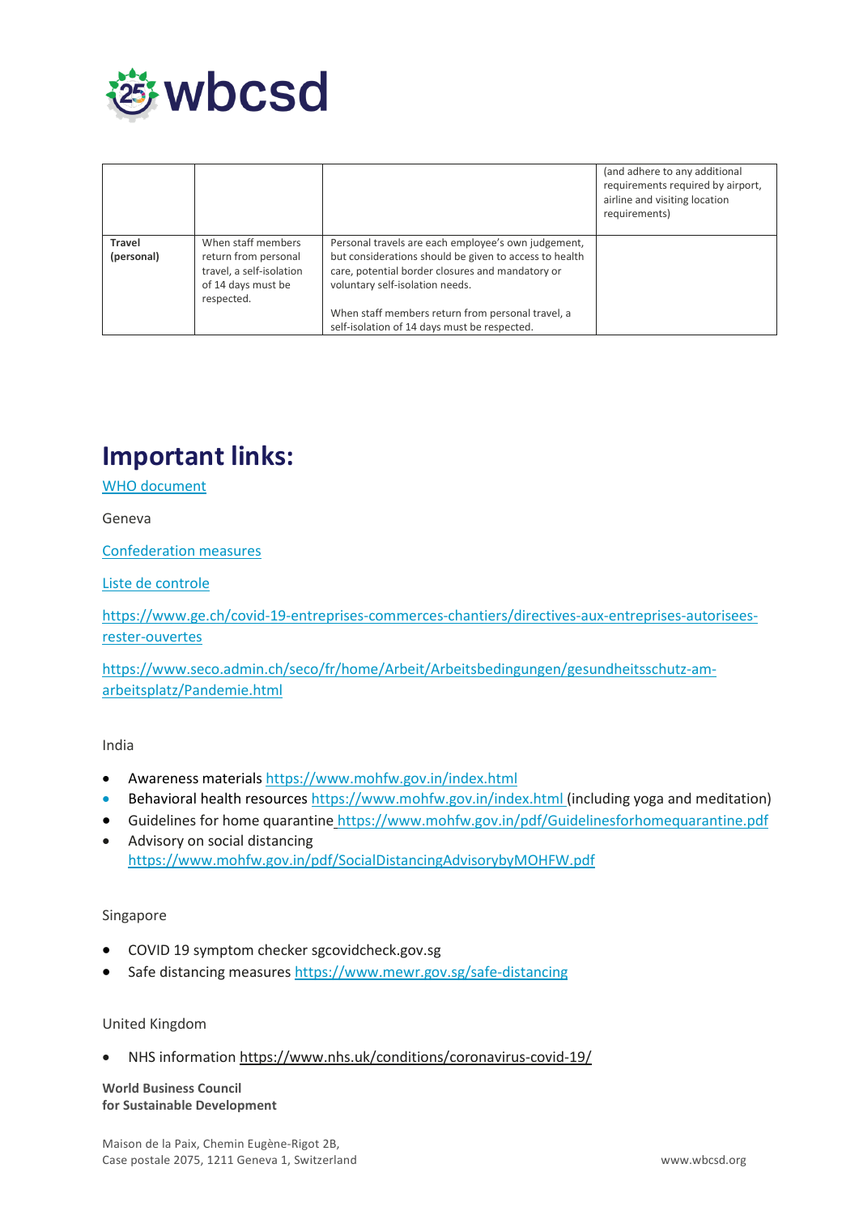| | | | (and adhere to any additional requirements required by airport, airline and visiting location requirements) |
|---|---|---|---|
| **Travel (personal)** | When staff members return from personal travel, a self-isolation of 14 days must be respected. | Personal travels are each employee's own judgement, but considerations should be given to access to health care, potential border closures and mandatory or voluntary self-isolation needs.<br><br>When staff members return from personal travel, a self-isolation of 14 days must be respected. | |

## Important links:

WHO document

Geneva

Confederation measures

Liste de controle

https://www.ge.ch/covid-19-entreprises-commerces-chantiers/directives-aux-entreprises-autorisees-rester-ouvertes

https://www.seco.admin.ch/seco/fr/home/Arbeit/Arbeitsbedingungen/gesundheitsschutz-am-arbeitsplatz/Pandemie.html

India

- Awareness materials https://www.mohfw.gov.in/index.html
- Behavioral health resources https://www.mohfw.gov.in/index.html (including yoga and meditation)
- Guidelines for home quarantine https://www.mohfw.gov.in/pdf/Guidelinesforhomequarantine.pdf
- Advisory on social distancing https://www.mohfw.gov.in/pdf/SocialDistancingAdvisorybyMOHFW.pdf

Singapore

- COVID 19 symptom checker sgcovidcheck.gov.sg
- Safe distancing measures https://www.mewr.gov.sg/safe-distancing

United Kingdom

- NHS information https://www.nhs.uk/conditions/coronavirus-covid-19/

**World Business Council for Sustainable Development**

Maison de la Paix, Chemin Eugène-Rigot 2B, Case postale 2075, 1211 Geneva 1, Switzerland

www.wbcsd.org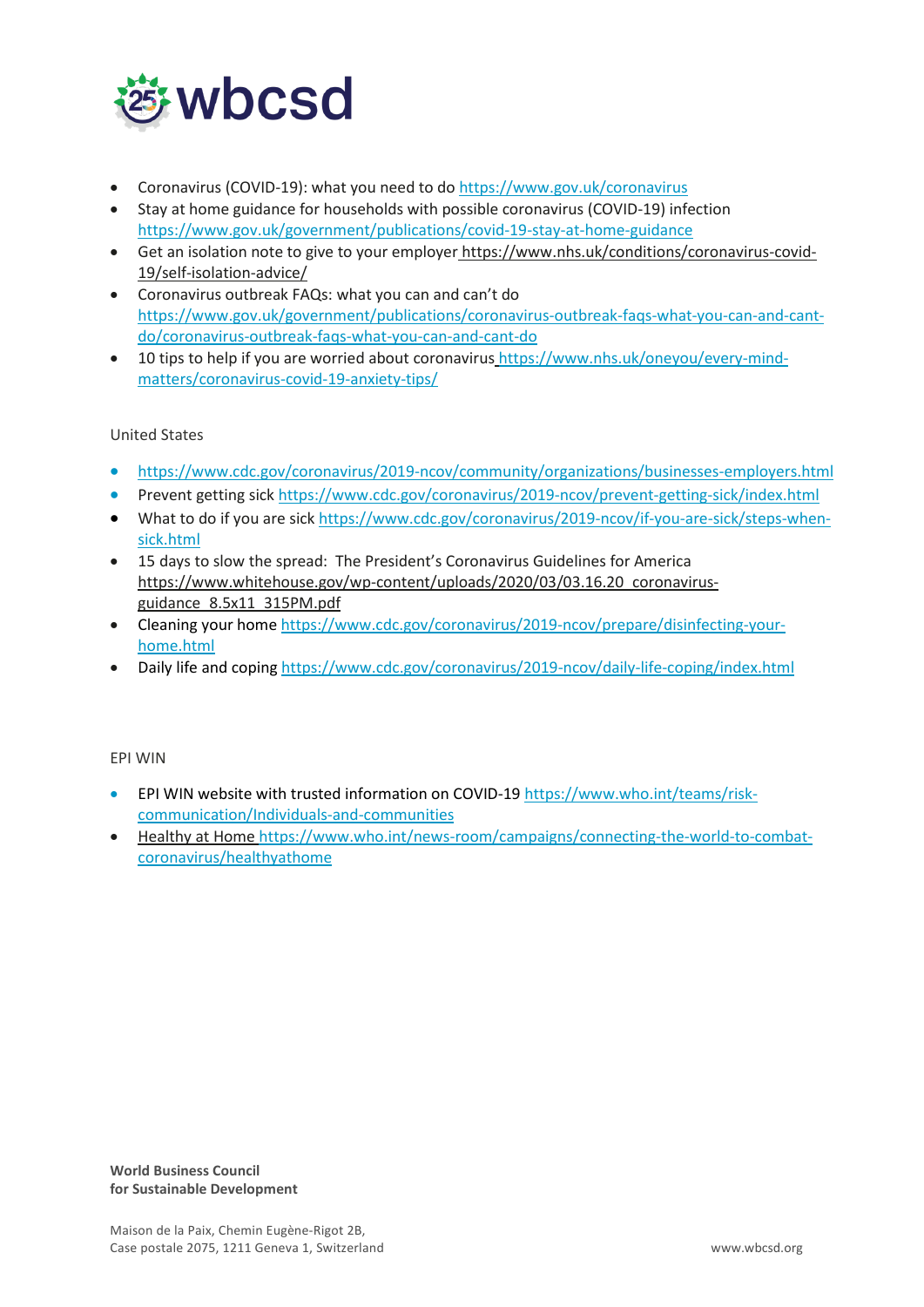- Coronavirus (COVID-19): what you need to do https://www.gov.uk/coronavirus
- Stay at home guidance for households with possible coronavirus (COVID-19) infection https://www.gov.uk/government/publications/covid-19-stay-at-home-guidance
- Get an isolation note to give to your employer https://www.nhs.uk/conditions/coronavirus-covid-19/self-isolation-advice/
- Coronavirus outbreak FAQs: what you can and can't do https://www.gov.uk/government/publications/coronavirus-outbreak-faqs-what-you-can-and-cant-do/coronavirus-outbreak-faqs-what-you-can-and-cant-do
- 10 tips to help if you are worried about coronavirus https://www.nhs.uk/oneyou/every-mind-matters/coronavirus-covid-19-anxiety-tips/

United States

- https://www.cdc.gov/coronavirus/2019-ncov/community/organizations/businesses-employers.html
- Prevent getting sick https://www.cdc.gov/coronavirus/2019-ncov/prevent-getting-sick/index.html
- What to do if you are sick https://www.cdc.gov/coronavirus/2019-ncov/if-you-are-sick/steps-when-sick.html
- 15 days to slow the spread: The President's Coronavirus Guidelines for America https://www.whitehouse.gov/wp-content/uploads/2020/03/03.16.20_coronavirus-guidance_8.5x11_315PM.pdf
- Cleaning your home https://www.cdc.gov/coronavirus/2019-ncov/prepare/disinfecting-your-home.html
- Daily life and coping https://www.cdc.gov/coronavirus/2019-ncov/daily-life-coping/index.html

EPI WIN

- EPI WIN website with trusted information on COVID-19 https://www.who.int/teams/risk-communication/Individuals-and-communities
- Healthy at Home https://www.who.int/news-room/campaigns/connecting-the-world-to-combat-coronavirus/healthyathome

**World Business Council for Sustainable Development**

Maison de la Paix, Chemin Eugène-Rigot 2B,
Case postale 2075, 1211 Geneva 1, Switzerland

www.wbcsd.org